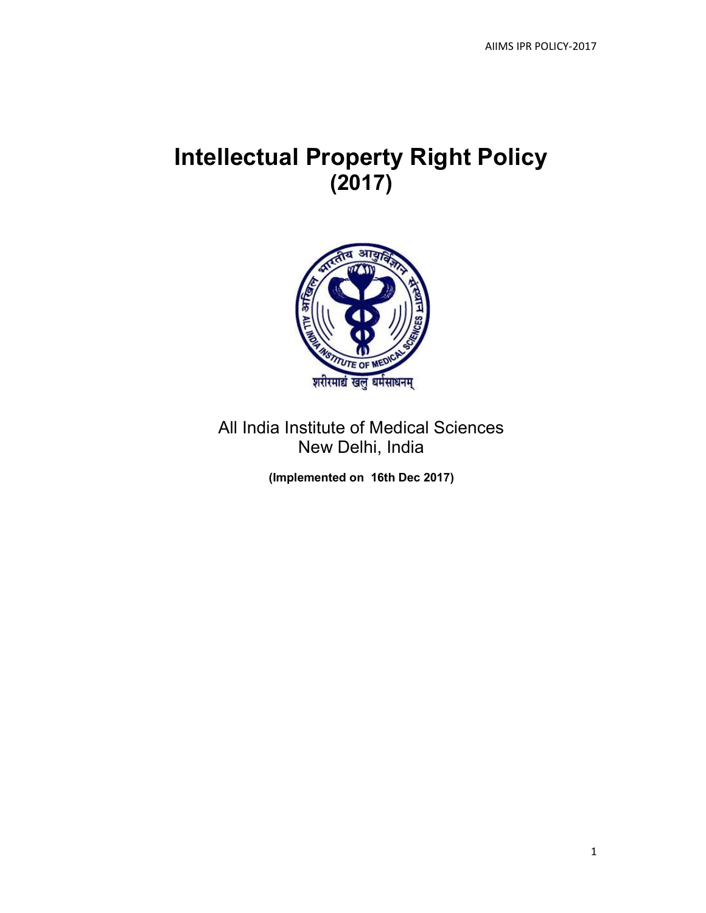# Intellectual Property Right Policy (2017)

All India Institute of Medical Sciences
New Delhi, India

**(Implemented on 16th Dec 2017)**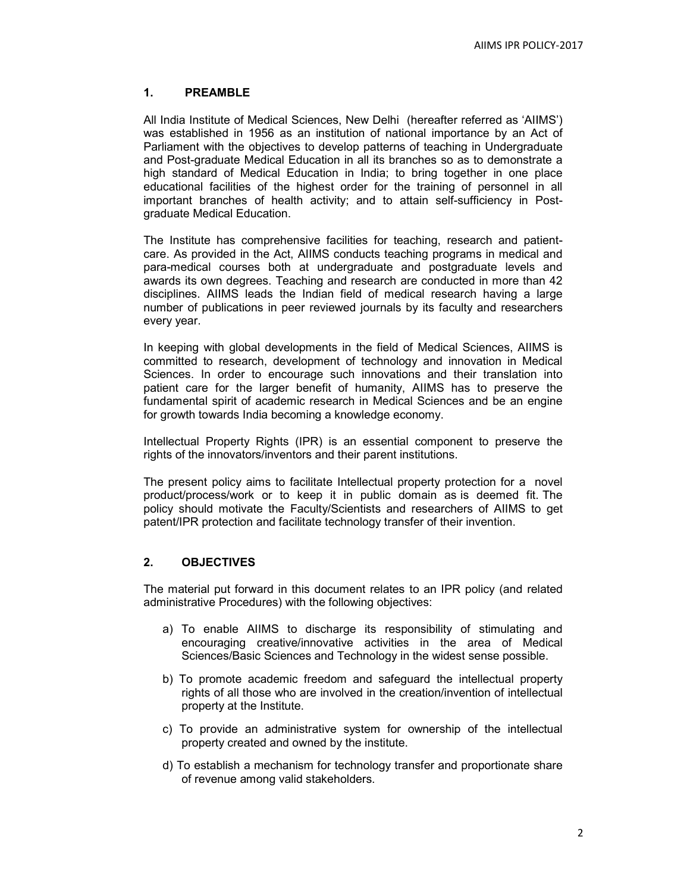## 1. PREAMBLE

All India Institute of Medical Sciences, New Delhi (hereafter referred as 'AIIMS') was established in 1956 as an institution of national importance by an Act of Parliament with the objectives to develop patterns of teaching in Undergraduate and Post-graduate Medical Education in all its branches so as to demonstrate a high standard of Medical Education in India; to bring together in one place educational facilities of the highest order for the training of personnel in all important branches of health activity; and to attain self-sufficiency in Post-graduate Medical Education.

The Institute has comprehensive facilities for teaching, research and patient-care. As provided in the Act, AIIMS conducts teaching programs in medical and para-medical courses both at undergraduate and postgraduate levels and awards its own degrees. Teaching and research are conducted in more than 42 disciplines. AIIMS leads the Indian field of medical research having a large number of publications in peer reviewed journals by its faculty and researchers every year.

In keeping with global developments in the field of Medical Sciences, AIIMS is committed to research, development of technology and innovation in Medical Sciences. In order to encourage such innovations and their translation into patient care for the larger benefit of humanity, AIIMS has to preserve the fundamental spirit of academic research in Medical Sciences and be an engine for growth towards India becoming a knowledge economy.

Intellectual Property Rights (IPR) is an essential component to preserve the rights of the innovators/inventors and their parent institutions.

The present policy aims to facilitate Intellectual property protection for a novel product/process/work or to keep it in public domain as is deemed fit. The policy should motivate the Faculty/Scientists and researchers of AIIMS to get patent/IPR protection and facilitate technology transfer of their invention.

## 2. OBJECTIVES

The material put forward in this document relates to an IPR policy (and related administrative Procedures) with the following objectives:

a) To enable AIIMS to discharge its responsibility of stimulating and encouraging creative/innovative activities in the area of Medical Sciences/Basic Sciences and Technology in the widest sense possible.

b) To promote academic freedom and safeguard the intellectual property rights of all those who are involved in the creation/invention of intellectual property at the Institute.

c) To provide an administrative system for ownership of the intellectual property created and owned by the institute.

d) To establish a mechanism for technology transfer and proportionate share of revenue among valid stakeholders.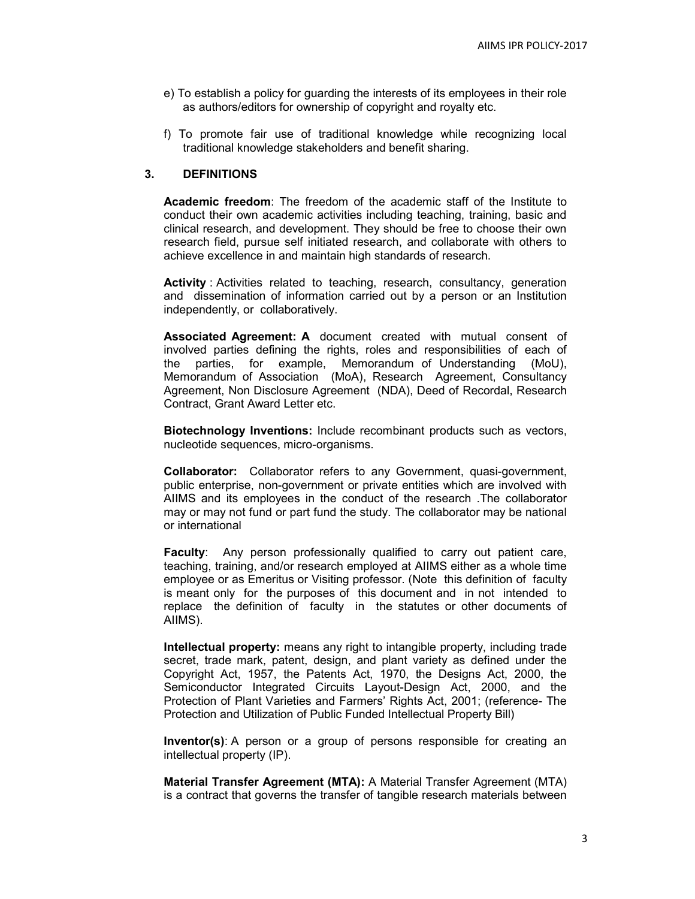e) To establish a policy for guarding the interests of its employees in their role as authors/editors for ownership of copyright and royalty etc.

f) To promote fair use of traditional knowledge while recognizing local traditional knowledge stakeholders and benefit sharing.

## 3. DEFINITIONS

**Academic freedom**: The freedom of the academic staff of the Institute to conduct their own academic activities including teaching, training, basic and clinical research, and development. They should be free to choose their own research field, pursue self initiated research, and collaborate with others to achieve excellence in and maintain high standards of research.

**Activity** : Activities related to teaching, research, consultancy, generation and dissemination of information carried out by a person or an Institution independently, or collaboratively.

**Associated Agreement: A** document created with mutual consent of involved parties defining the rights, roles and responsibilities of each of the parties, for example, Memorandum of Understanding (MoU), Memorandum of Association (MoA), Research Agreement, Consultancy Agreement, Non Disclosure Agreement (NDA), Deed of Recordal, Research Contract, Grant Award Letter etc.

**Biotechnology Inventions:** Include recombinant products such as vectors, nucleotide sequences, micro-organisms.

**Collaborator:** Collaborator refers to any Government, quasi-government, public enterprise, non-government or private entities which are involved with AIIMS and its employees in the conduct of the research .The collaborator may or may not fund or part fund the study. The collaborator may be national or international

**Faculty**: Any person professionally qualified to carry out patient care, teaching, training, and/or research employed at AIIMS either as a whole time employee or as Emeritus or Visiting professor. (Note this definition of faculty is meant only for the purposes of this document and in not intended to replace the definition of faculty in the statutes or other documents of AIIMS).

**Intellectual property:** means any right to intangible property, including trade secret, trade mark, patent, design, and plant variety as defined under the Copyright Act, 1957, the Patents Act, 1970, the Designs Act, 2000, the Semiconductor Integrated Circuits Layout-Design Act, 2000, and the Protection of Plant Varieties and Farmers' Rights Act, 2001; (reference- The Protection and Utilization of Public Funded Intellectual Property Bill)

**Inventor(s)**: A person or a group of persons responsible for creating an intellectual property (IP).

**Material Transfer Agreement (MTA):** A Material Transfer Agreement (MTA) is a contract that governs the transfer of tangible research materials between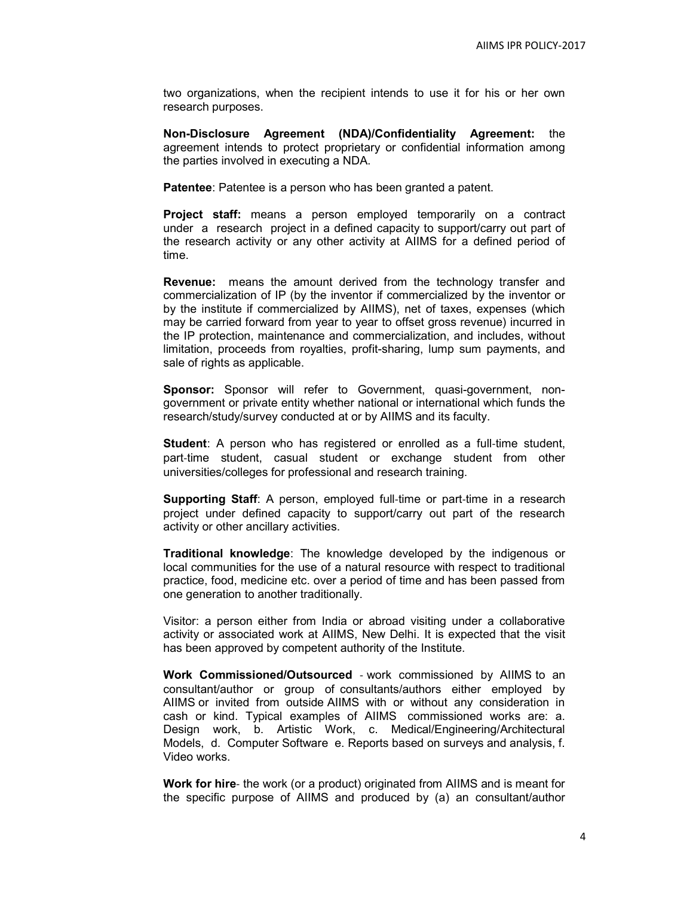two organizations, when the recipient intends to use it for his or her own research purposes.

**Non-Disclosure Agreement (NDA)/Confidentiality Agreement:** the agreement intends to protect proprietary or confidential information among the parties involved in executing a NDA.

**Patentee**: Patentee is a person who has been granted a patent.

**Project staff:** means a person employed temporarily on a contract under a research project in a defined capacity to support/carry out part of the research activity or any other activity at AIIMS for a defined period of time.

**Revenue:** means the amount derived from the technology transfer and commercialization of IP (by the inventor if commercialized by the inventor or by the institute if commercialized by AIIMS), net of taxes, expenses (which may be carried forward from year to year to offset gross revenue) incurred in the IP protection, maintenance and commercialization, and includes, without limitation, proceeds from royalties, profit-sharing, lump sum payments, and sale of rights as applicable.

**Sponsor:** Sponsor will refer to Government, quasi-government, non-government or private entity whether national or international which funds the research/study/survey conducted at or by AIIMS and its faculty.

**Student**: A person who has registered or enrolled as a full-time student, part-time student, casual student or exchange student from other universities/colleges for professional and research training.

**Supporting Staff**: A person, employed full-time or part-time in a research project under defined capacity to support/carry out part of the research activity or other ancillary activities.

**Traditional knowledge**: The knowledge developed by the indigenous or local communities for the use of a natural resource with respect to traditional practice, food, medicine etc. over a period of time and has been passed from one generation to another traditionally.

Visitor: a person either from India or abroad visiting under a collaborative activity or associated work at AIIMS, New Delhi. It is expected that the visit has been approved by competent authority of the Institute.

**Work Commissioned/Outsourced** - work commissioned by AIIMS to an consultant/author or group of consultants/authors either employed by AIIMS or invited from outside AIIMS with or without any consideration in cash or kind. Typical examples of AIIMS commissioned works are: a. Design work, b. Artistic Work, c. Medical/Engineering/Architectural Models, d. Computer Software e. Reports based on surveys and analysis, f. Video works.

**Work for hire**- the work (or a product) originated from AIIMS and is meant for the specific purpose of AIIMS and produced by (a) an consultant/author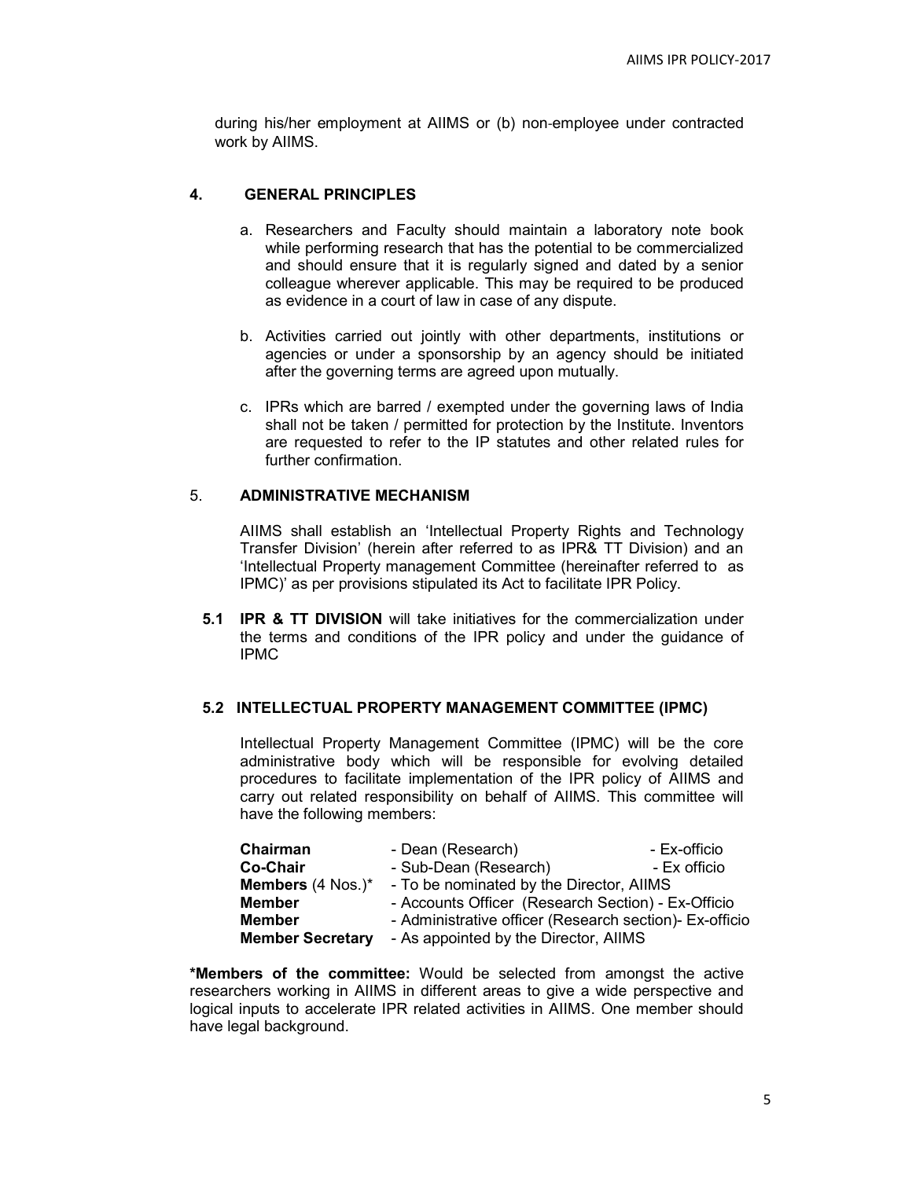during his/her employment at AIIMS or (b) non-employee under contracted work by AIIMS.

## 4. GENERAL PRINCIPLES

a. Researchers and Faculty should maintain a laboratory note book while performing research that has the potential to be commercialized and should ensure that it is regularly signed and dated by a senior colleague wherever applicable. This may be required to be produced as evidence in a court of law in case of any dispute.

b. Activities carried out jointly with other departments, institutions or agencies or under a sponsorship by an agency should be initiated after the governing terms are agreed upon mutually.

c. IPRs which are barred / exempted under the governing laws of India shall not be taken / permitted for protection by the Institute. Inventors are requested to refer to the IP statutes and other related rules for further confirmation.

## 5. ADMINISTRATIVE MECHANISM

AIIMS shall establish an 'Intellectual Property Rights and Technology Transfer Division' (herein after referred to as IPR& TT Division) and an 'Intellectual Property management Committee (hereinafter referred to as IPMC)' as per provisions stipulated its Act to facilitate IPR Policy.

**5.1 IPR & TT DIVISION** will take initiatives for the commercialization under the terms and conditions of the IPR policy and under the guidance of IPMC

### 5.2 INTELLECTUAL PROPERTY MANAGEMENT COMMITTEE (IPMC)

Intellectual Property Management Committee (IPMC) will be the core administrative body which will be responsible for evolving detailed procedures to facilitate implementation of the IPR policy of AIIMS and carry out related responsibility on behalf of AIIMS. This committee will have the following members:

| | | |
|---|---|---|
| **Chairman** | - Dean (Research) | - Ex-officio |
| **Co-Chair** | - Sub-Dean (Research) | - Ex officio |
| **Members** (4 Nos.)* | - To be nominated by the Director, AIIMS | |
| **Member** | - Accounts Officer (Research Section) - Ex-Officio | |
| **Member** | - Administrative officer (Research section)- Ex-officio | |
| **Member Secretary** | - As appointed by the Director, AIIMS | |

**\*Members of the committee:** Would be selected from amongst the active researchers working in AIIMS in different areas to give a wide perspective and logical inputs to accelerate IPR related activities in AIIMS. One member should have legal background.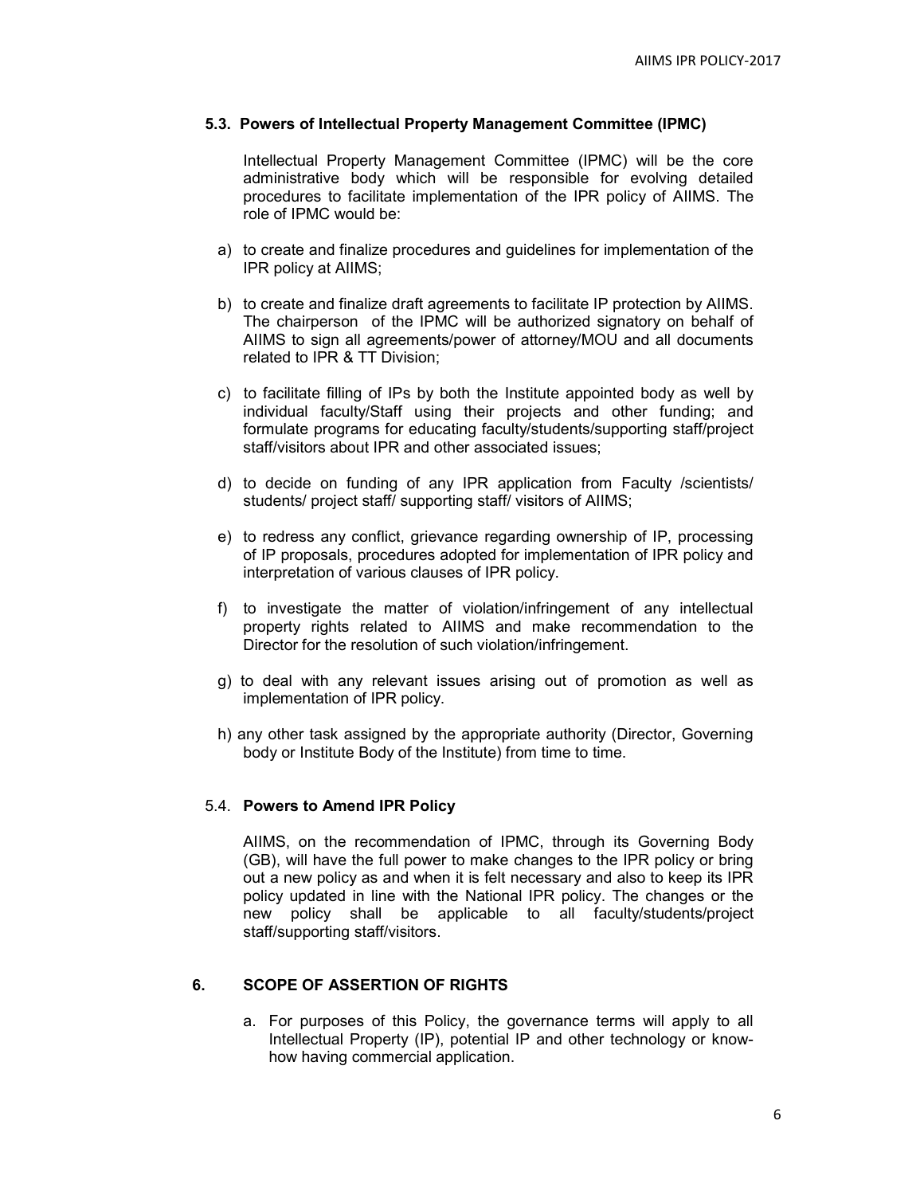### 5.3. Powers of Intellectual Property Management Committee (IPMC)

Intellectual Property Management Committee (IPMC) will be the core administrative body which will be responsible for evolving detailed procedures to facilitate implementation of the IPR policy of AIIMS. The role of IPMC would be:

a) to create and finalize procedures and guidelines for implementation of the IPR policy at AIIMS;

b) to create and finalize draft agreements to facilitate IP protection by AIIMS. The chairperson of the IPMC will be authorized signatory on behalf of AIIMS to sign all agreements/power of attorney/MOU and all documents related to IPR & TT Division;

c) to facilitate filling of IPs by both the Institute appointed body as well by individual faculty/Staff using their projects and other funding; and formulate programs for educating faculty/students/supporting staff/project staff/visitors about IPR and other associated issues;

d) to decide on funding of any IPR application from Faculty /scientists/ students/ project staff/ supporting staff/ visitors of AIIMS;

e) to redress any conflict, grievance regarding ownership of IP, processing of IP proposals, procedures adopted for implementation of IPR policy and interpretation of various clauses of IPR policy.

f) to investigate the matter of violation/infringement of any intellectual property rights related to AIIMS and make recommendation to the Director for the resolution of such violation/infringement.

g) to deal with any relevant issues arising out of promotion as well as implementation of IPR policy.

h) any other task assigned by the appropriate authority (Director, Governing body or Institute Body of the Institute) from time to time.

### 5.4. Powers to Amend IPR Policy

AIIMS, on the recommendation of IPMC, through its Governing Body (GB), will have the full power to make changes to the IPR policy or bring out a new policy as and when it is felt necessary and also to keep its IPR policy updated in line with the National IPR policy. The changes or the new policy shall be applicable to all faculty/students/project staff/supporting staff/visitors.

## 6. SCOPE OF ASSERTION OF RIGHTS

a. For purposes of this Policy, the governance terms will apply to all Intellectual Property (IP), potential IP and other technology or know-how having commercial application.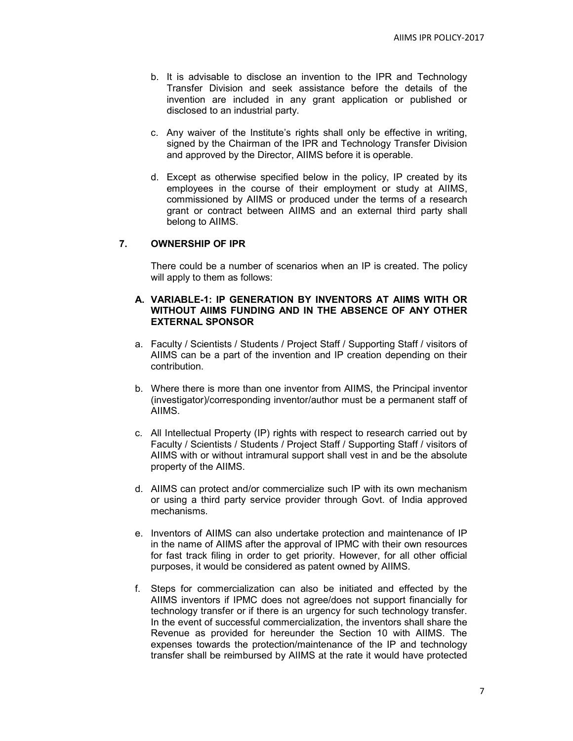b. It is advisable to disclose an invention to the IPR and Technology Transfer Division and seek assistance before the details of the invention are included in any grant application or published or disclosed to an industrial party.

c. Any waiver of the Institute's rights shall only be effective in writing, signed by the Chairman of the IPR and Technology Transfer Division and approved by the Director, AIIMS before it is operable.

d. Except as otherwise specified below in the policy, IP created by its employees in the course of their employment or study at AIIMS, commissioned by AIIMS or produced under the terms of a research grant or contract between AIIMS and an external third party shall belong to AIIMS.

## 7. OWNERSHIP OF IPR

There could be a number of scenarios when an IP is created. The policy will apply to them as follows:

### A. VARIABLE-1: IP GENERATION BY INVENTORS AT AIIMS WITH OR WITHOUT AIIMS FUNDING AND IN THE ABSENCE OF ANY OTHER EXTERNAL SPONSOR

a. Faculty / Scientists / Students / Project Staff / Supporting Staff / visitors of AIIMS can be a part of the invention and IP creation depending on their contribution.

b. Where there is more than one inventor from AIIMS, the Principal inventor (investigator)/corresponding inventor/author must be a permanent staff of AIIMS.

c. All Intellectual Property (IP) rights with respect to research carried out by Faculty / Scientists / Students / Project Staff / Supporting Staff / visitors of AIIMS with or without intramural support shall vest in and be the absolute property of the AIIMS.

d. AIIMS can protect and/or commercialize such IP with its own mechanism or using a third party service provider through Govt. of India approved mechanisms.

e. Inventors of AIIMS can also undertake protection and maintenance of IP in the name of AIIMS after the approval of IPMC with their own resources for fast track filing in order to get priority. However, for all other official purposes, it would be considered as patent owned by AIIMS.

f. Steps for commercialization can also be initiated and effected by the AIIMS inventors if IPMC does not agree/does not support financially for technology transfer or if there is an urgency for such technology transfer. In the event of successful commercialization, the inventors shall share the Revenue as provided for hereunder the Section 10 with AIIMS. The expenses towards the protection/maintenance of the IP and technology transfer shall be reimbursed by AIIMS at the rate it would have protected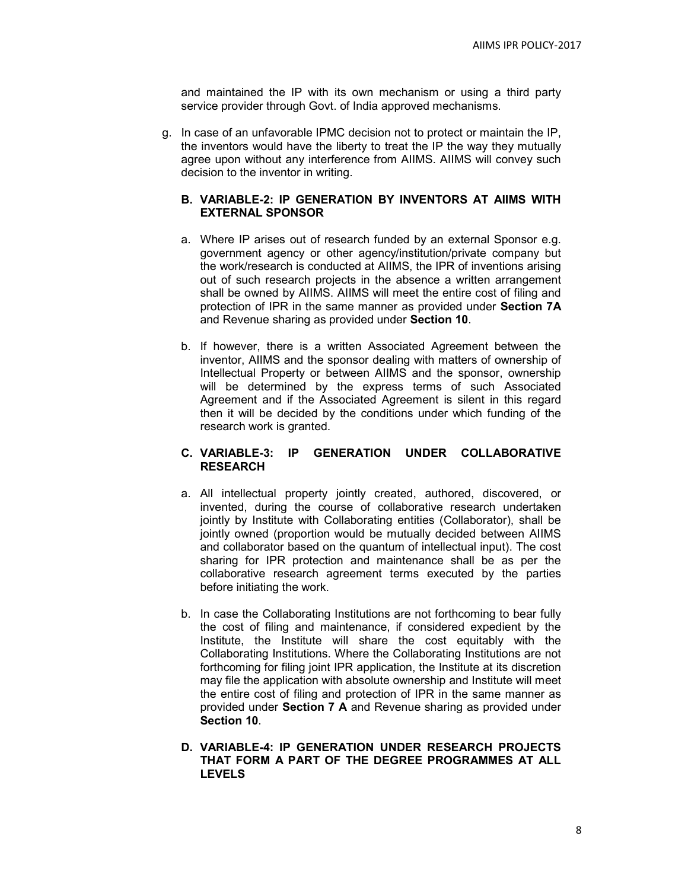and maintained the IP with its own mechanism or using a third party service provider through Govt. of India approved mechanisms.

g. In case of an unfavorable IPMC decision not to protect or maintain the IP, the inventors would have the liberty to treat the IP the way they mutually agree upon without any interference from AIIMS. AIIMS will convey such decision to the inventor in writing.

### B. VARIABLE-2: IP GENERATION BY INVENTORS AT AIIMS WITH EXTERNAL SPONSOR

a. Where IP arises out of research funded by an external Sponsor e.g. government agency or other agency/institution/private company but the work/research is conducted at AIIMS, the IPR of inventions arising out of such research projects in the absence a written arrangement shall be owned by AIIMS. AIIMS will meet the entire cost of filing and protection of IPR in the same manner as provided under **Section 7A** and Revenue sharing as provided under **Section 10**.

b. If however, there is a written Associated Agreement between the inventor, AIIMS and the sponsor dealing with matters of ownership of Intellectual Property or between AIIMS and the sponsor, ownership will be determined by the express terms of such Associated Agreement and if the Associated Agreement is silent in this regard then it will be decided by the conditions under which funding of the research work is granted.

### C. VARIABLE-3: IP GENERATION UNDER COLLABORATIVE RESEARCH

a. All intellectual property jointly created, authored, discovered, or invented, during the course of collaborative research undertaken jointly by Institute with Collaborating entities (Collaborator), shall be jointly owned (proportion would be mutually decided between AIIMS and collaborator based on the quantum of intellectual input). The cost sharing for IPR protection and maintenance shall be as per the collaborative research agreement terms executed by the parties before initiating the work.

b. In case the Collaborating Institutions are not forthcoming to bear fully the cost of filing and maintenance, if considered expedient by the Institute, the Institute will share the cost equitably with the Collaborating Institutions. Where the Collaborating Institutions are not forthcoming for filing joint IPR application, the Institute at its discretion may file the application with absolute ownership and Institute will meet the entire cost of filing and protection of IPR in the same manner as provided under **Section 7 A** and Revenue sharing as provided under **Section 10**.

### D. VARIABLE-4: IP GENERATION UNDER RESEARCH PROJECTS THAT FORM A PART OF THE DEGREE PROGRAMMES AT ALL LEVELS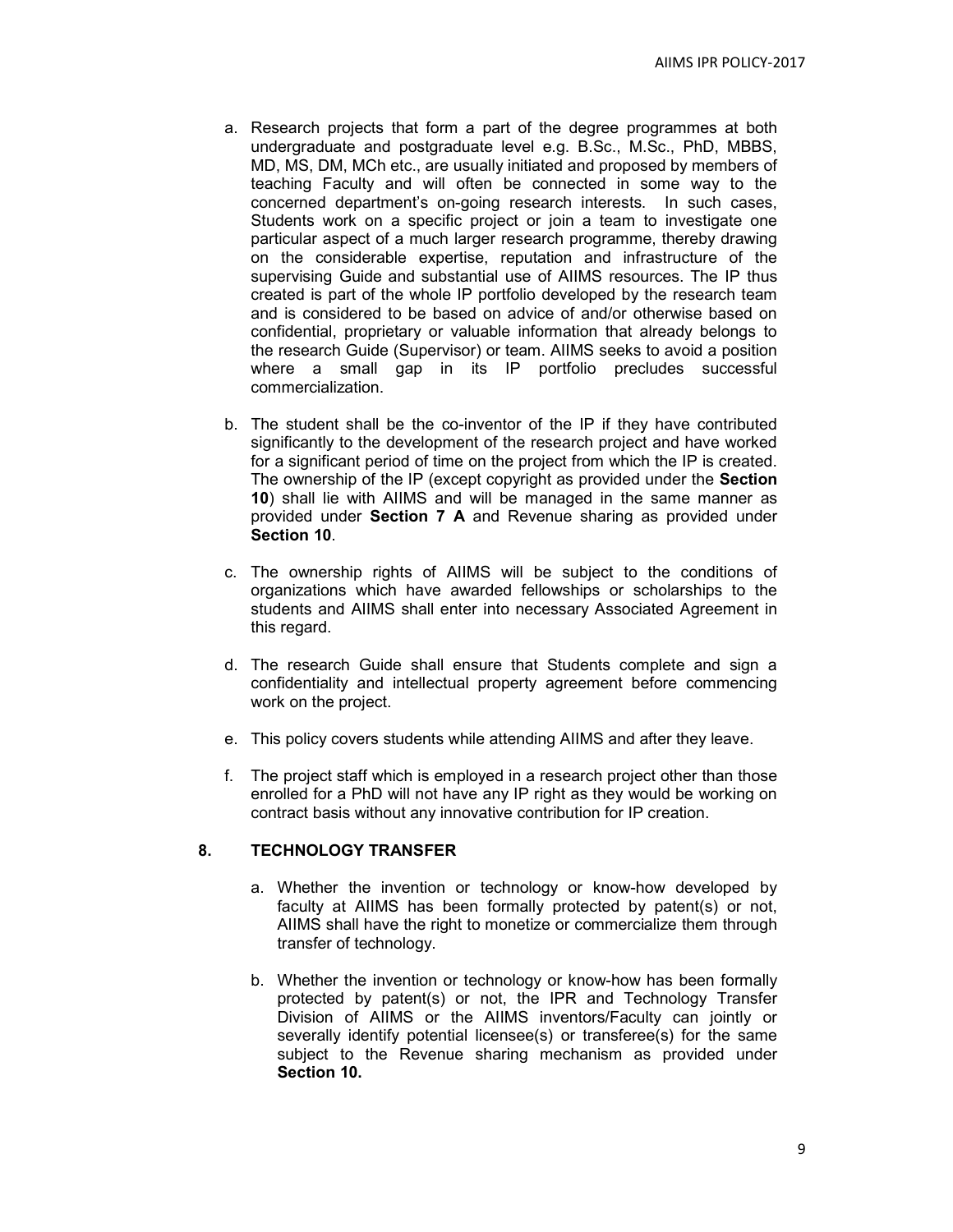a. Research projects that form a part of the degree programmes at both undergraduate and postgraduate level e.g. B.Sc., M.Sc., PhD, MBBS, MD, MS, DM, MCh etc., are usually initiated and proposed by members of teaching Faculty and will often be connected in some way to the concerned department's on-going research interests. In such cases, Students work on a specific project or join a team to investigate one particular aspect of a much larger research programme, thereby drawing on the considerable expertise, reputation and infrastructure of the supervising Guide and substantial use of AIIMS resources. The IP thus created is part of the whole IP portfolio developed by the research team and is considered to be based on advice of and/or otherwise based on confidential, proprietary or valuable information that already belongs to the research Guide (Supervisor) or team. AIIMS seeks to avoid a position where a small gap in its IP portfolio precludes successful commercialization.

b. The student shall be the co-inventor of the IP if they have contributed significantly to the development of the research project and have worked for a significant period of time on the project from which the IP is created. The ownership of the IP (except copyright as provided under the **Section 10**) shall lie with AIIMS and will be managed in the same manner as provided under **Section 7 A** and Revenue sharing as provided under **Section 10**.

c. The ownership rights of AIIMS will be subject to the conditions of organizations which have awarded fellowships or scholarships to the students and AIIMS shall enter into necessary Associated Agreement in this regard.

d. The research Guide shall ensure that Students complete and sign a confidentiality and intellectual property agreement before commencing work on the project.

e. This policy covers students while attending AIIMS and after they leave.

f. The project staff which is employed in a research project other than those enrolled for a PhD will not have any IP right as they would be working on contract basis without any innovative contribution for IP creation.

## 8. TECHNOLOGY TRANSFER

a. Whether the invention or technology or know-how developed by faculty at AIIMS has been formally protected by patent(s) or not, AIIMS shall have the right to monetize or commercialize them through transfer of technology.

b. Whether the invention or technology or know-how has been formally protected by patent(s) or not, the IPR and Technology Transfer Division of AIIMS or the AIIMS inventors/Faculty can jointly or severally identify potential licensee(s) or transferee(s) for the same subject to the Revenue sharing mechanism as provided under **Section 10.**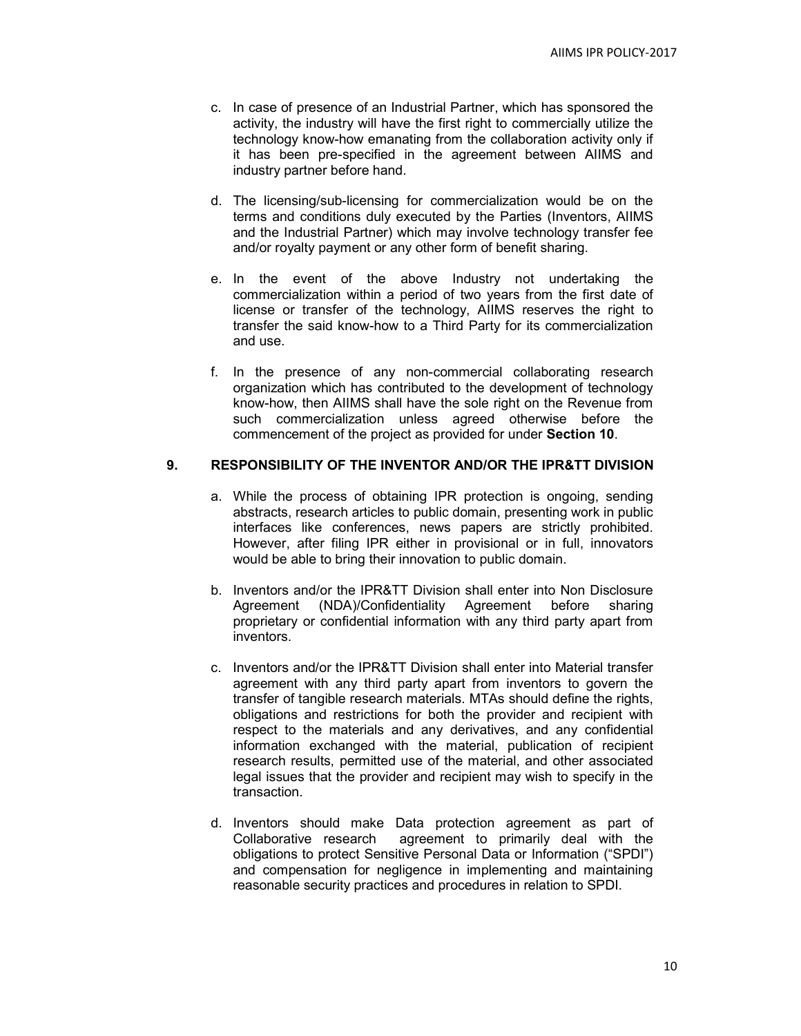c. In case of presence of an Industrial Partner, which has sponsored the activity, the industry will have the first right to commercially utilize the technology know-how emanating from the collaboration activity only if it has been pre-specified in the agreement between AIIMS and industry partner before hand.

d. The licensing/sub-licensing for commercialization would be on the terms and conditions duly executed by the Parties (Inventors, AIIMS and the Industrial Partner) which may involve technology transfer fee and/or royalty payment or any other form of benefit sharing.

e. In the event of the above Industry not undertaking the commercialization within a period of two years from the first date of license or transfer of the technology, AIIMS reserves the right to transfer the said know-how to a Third Party for its commercialization and use.

f. In the presence of any non-commercial collaborating research organization which has contributed to the development of technology know-how, then AIIMS shall have the sole right on the Revenue from such commercialization unless agreed otherwise before the commencement of the project as provided for under **Section 10**.

## 9. RESPONSIBILITY OF THE INVENTOR AND/OR THE IPR&TT DIVISION

a. While the process of obtaining IPR protection is ongoing, sending abstracts, research articles to public domain, presenting work in public interfaces like conferences, news papers are strictly prohibited. However, after filing IPR either in provisional or in full, innovators would be able to bring their innovation to public domain.

b. Inventors and/or the IPR&TT Division shall enter into Non Disclosure Agreement (NDA)/Confidentiality Agreement before sharing proprietary or confidential information with any third party apart from inventors.

c. Inventors and/or the IPR&TT Division shall enter into Material transfer agreement with any third party apart from inventors to govern the transfer of tangible research materials. MTAs should define the rights, obligations and restrictions for both the provider and recipient with respect to the materials and any derivatives, and any confidential information exchanged with the material, publication of recipient research results, permitted use of the material, and other associated legal issues that the provider and recipient may wish to specify in the transaction.

d. Inventors should make Data protection agreement as part of Collaborative research agreement to primarily deal with the obligations to protect Sensitive Personal Data or Information ("SPDI") and compensation for negligence in implementing and maintaining reasonable security practices and procedures in relation to SPDI.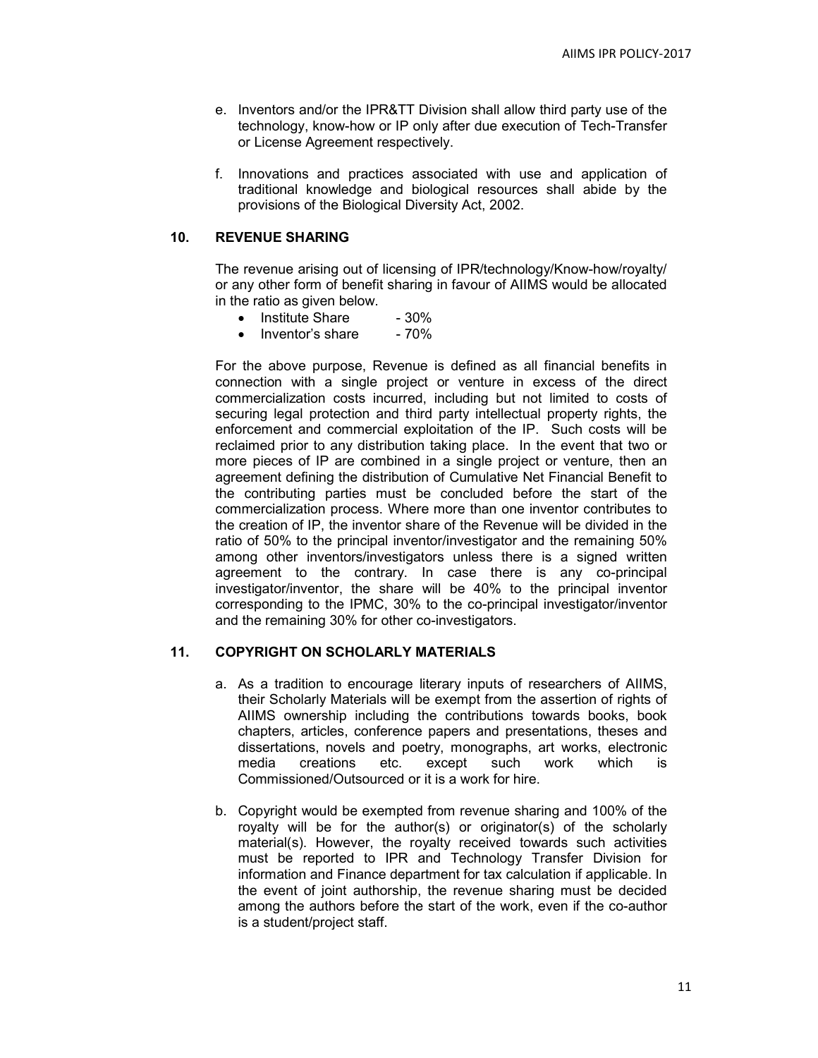e. Inventors and/or the IPR&TT Division shall allow third party use of the technology, know-how or IP only after due execution of Tech-Transfer or License Agreement respectively.

f. Innovations and practices associated with use and application of traditional knowledge and biological resources shall abide by the provisions of the Biological Diversity Act, 2002.

## 10. REVENUE SHARING

The revenue arising out of licensing of IPR/technology/Know-how/royalty/ or any other form of benefit sharing in favour of AIIMS would be allocated in the ratio as given below.

- Institute Share - 30%
- Inventor's share - 70%

For the above purpose, Revenue is defined as all financial benefits in connection with a single project or venture in excess of the direct commercialization costs incurred, including but not limited to costs of securing legal protection and third party intellectual property rights, the enforcement and commercial exploitation of the IP. Such costs will be reclaimed prior to any distribution taking place. In the event that two or more pieces of IP are combined in a single project or venture, then an agreement defining the distribution of Cumulative Net Financial Benefit to the contributing parties must be concluded before the start of the commercialization process. Where more than one inventor contributes to the creation of IP, the inventor share of the Revenue will be divided in the ratio of 50% to the principal inventor/investigator and the remaining 50% among other inventors/investigators unless there is a signed written agreement to the contrary. In case there is any co-principal investigator/inventor, the share will be 40% to the principal inventor corresponding to the IPMC, 30% to the co-principal investigator/inventor and the remaining 30% for other co-investigators.

## 11. COPYRIGHT ON SCHOLARLY MATERIALS

a. As a tradition to encourage literary inputs of researchers of AIIMS, their Scholarly Materials will be exempt from the assertion of rights of AIIMS ownership including the contributions towards books, book chapters, articles, conference papers and presentations, theses and dissertations, novels and poetry, monographs, art works, electronic media creations etc. except such work which is Commissioned/Outsourced or it is a work for hire.

b. Copyright would be exempted from revenue sharing and 100% of the royalty will be for the author(s) or originator(s) of the scholarly material(s). However, the royalty received towards such activities must be reported to IPR and Technology Transfer Division for information and Finance department for tax calculation if applicable. In the event of joint authorship, the revenue sharing must be decided among the authors before the start of the work, even if the co-author is a student/project staff.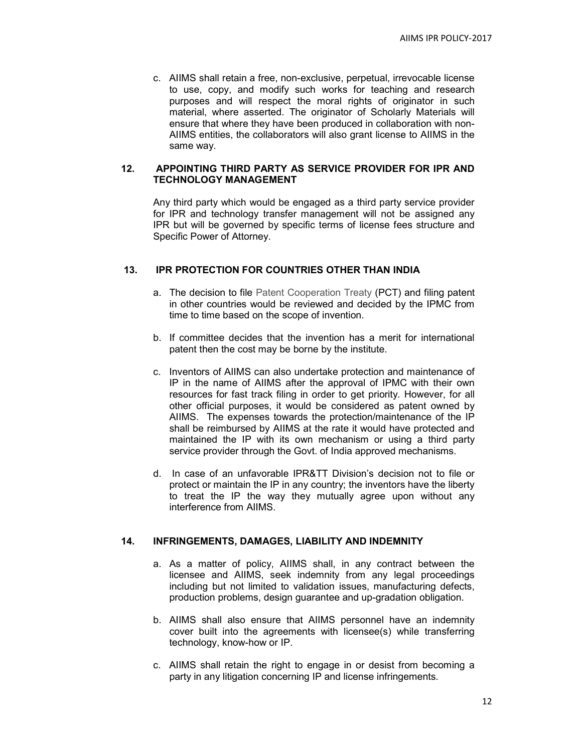c. AIIMS shall retain a free, non-exclusive, perpetual, irrevocable license to use, copy, and modify such works for teaching and research purposes and will respect the moral rights of originator in such material, where asserted. The originator of Scholarly Materials will ensure that where they have been produced in collaboration with non-AIIMS entities, the collaborators will also grant license to AIIMS in the same way.

## 12. APPOINTING THIRD PARTY AS SERVICE PROVIDER FOR IPR AND TECHNOLOGY MANAGEMENT

Any third party which would be engaged as a third party service provider for IPR and technology transfer management will not be assigned any IPR but will be governed by specific terms of license fees structure and Specific Power of Attorney.

## 13. IPR PROTECTION FOR COUNTRIES OTHER THAN INDIA

a. The decision to file Patent Cooperation Treaty (PCT) and filing patent in other countries would be reviewed and decided by the IPMC from time to time based on the scope of invention.

b. If committee decides that the invention has a merit for international patent then the cost may be borne by the institute.

c. Inventors of AIIMS can also undertake protection and maintenance of IP in the name of AIIMS after the approval of IPMC with their own resources for fast track filing in order to get priority. However, for all other official purposes, it would be considered as patent owned by AIIMS. The expenses towards the protection/maintenance of the IP shall be reimbursed by AIIMS at the rate it would have protected and maintained the IP with its own mechanism or using a third party service provider through the Govt. of India approved mechanisms.

d. In case of an unfavorable IPR&TT Division's decision not to file or protect or maintain the IP in any country; the inventors have the liberty to treat the IP the way they mutually agree upon without any interference from AIIMS.

## 14. INFRINGEMENTS, DAMAGES, LIABILITY AND INDEMNITY

a. As a matter of policy, AIIMS shall, in any contract between the licensee and AIIMS, seek indemnity from any legal proceedings including but not limited to validation issues, manufacturing defects, production problems, design guarantee and up-gradation obligation.

b. AIIMS shall also ensure that AIIMS personnel have an indemnity cover built into the agreements with licensee(s) while transferring technology, know-how or IP.

c. AIIMS shall retain the right to engage in or desist from becoming a party in any litigation concerning IP and license infringements.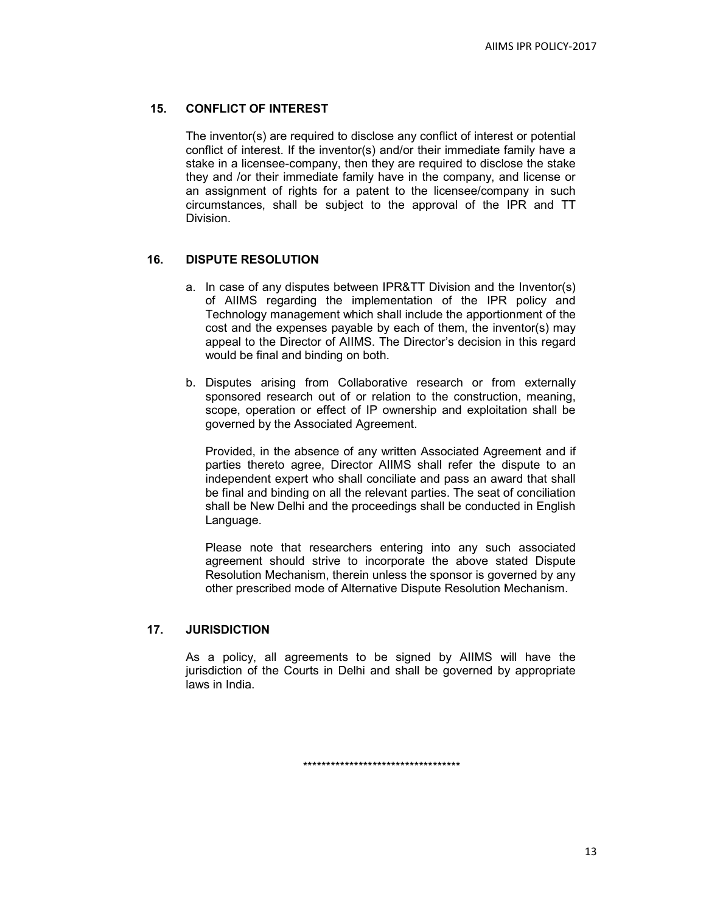## 15. CONFLICT OF INTEREST

The inventor(s) are required to disclose any conflict of interest or potential conflict of interest. If the inventor(s) and/or their immediate family have a stake in a licensee-company, then they are required to disclose the stake they and /or their immediate family have in the company, and license or an assignment of rights for a patent to the licensee/company in such circumstances, shall be subject to the approval of the IPR and TT Division.

## 16. DISPUTE RESOLUTION

a. In case of any disputes between IPR&TT Division and the Inventor(s) of AIIMS regarding the implementation of the IPR policy and Technology management which shall include the apportionment of the cost and the expenses payable by each of them, the inventor(s) may appeal to the Director of AIIMS. The Director's decision in this regard would be final and binding on both.

b. Disputes arising from Collaborative research or from externally sponsored research out of or relation to the construction, meaning, scope, operation or effect of IP ownership and exploitation shall be governed by the Associated Agreement.

   Provided, in the absence of any written Associated Agreement and if parties thereto agree, Director AIIMS shall refer the dispute to an independent expert who shall conciliate and pass an award that shall be final and binding on all the relevant parties. The seat of conciliation shall be New Delhi and the proceedings shall be conducted in English Language.

   Please note that researchers entering into any such associated agreement should strive to incorporate the above stated Dispute Resolution Mechanism, therein unless the sponsor is governed by any other prescribed mode of Alternative Dispute Resolution Mechanism.

## 17. JURISDICTION

As a policy, all agreements to be signed by AIIMS will have the jurisdiction of the Courts in Delhi and shall be governed by appropriate laws in India.

**********************************